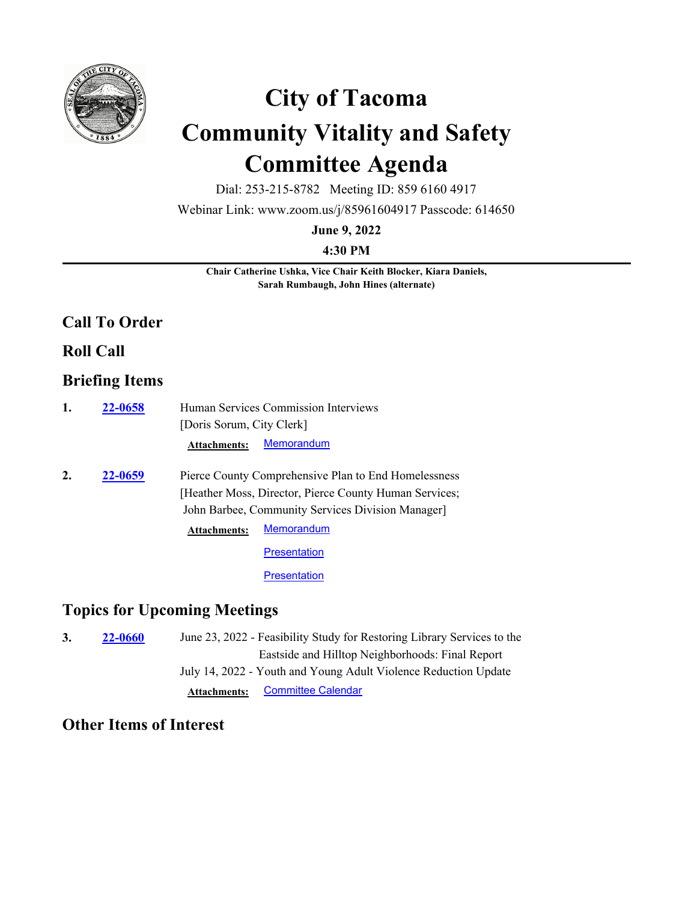# City of Tacoma
# Community Vitality and Safety Committee Agenda

Dial: 253-215-8782   Meeting ID: 859 6160 4917

Webinar Link: www.zoom.us/j/85961604917 Passcode: 614650

**June 9, 2022**

**4:30 PM**

---

**Chair Catherine Ushka, Vice Chair Keith Blocker, Kiara Daniels, Sarah Rumbaugh, John Hines (alternate)**

## Call To Order

## Roll Call

## Briefing Items

**1.** **22-0658** Human Services Commission Interviews
[Doris Sorum, City Clerk]

**Attachments:** Memorandum

**2.** **22-0659** Pierce County Comprehensive Plan to End Homelessness
[Heather Moss, Director, Pierce County Human Services; John Barbee, Community Services Division Manager]

**Attachments:** Memorandum
Presentation
Presentation

## Topics for Upcoming Meetings

**3.** **22-0660** June 23, 2022 - Feasibility Study for Restoring Library Services to the Eastside and Hilltop Neighborhoods: Final Report
July 14, 2022 - Youth and Young Adult Violence Reduction Update

**Attachments:** Committee Calendar

## Other Items of Interest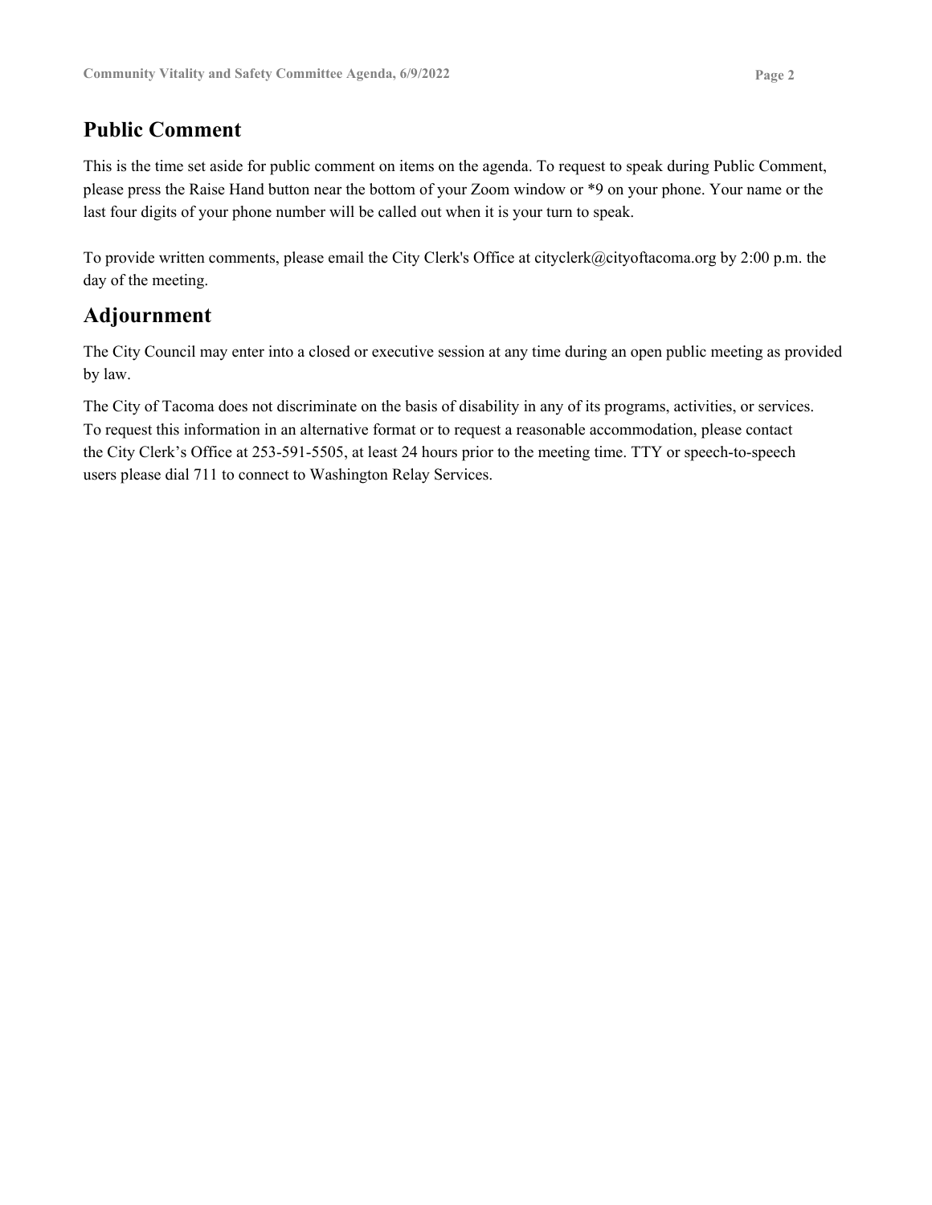## Public Comment

This is the time set aside for public comment on items on the agenda. To request to speak during Public Comment, please press the Raise Hand button near the bottom of your Zoom window or *9 on your phone. Your name or the last four digits of your phone number will be called out when it is your turn to speak.

To provide written comments, please email the City Clerk's Office at cityclerk@cityoftacoma.org by 2:00 p.m. the day of the meeting.

## Adjournment

The City Council may enter into a closed or executive session at any time during an open public meeting as provided by law.

The City of Tacoma does not discriminate on the basis of disability in any of its programs, activities, or services. To request this information in an alternative format or to request a reasonable accommodation, please contact the City Clerk's Office at 253-591-5505, at least 24 hours prior to the meeting time. TTY or speech-to-speech users please dial 711 to connect to Washington Relay Services.